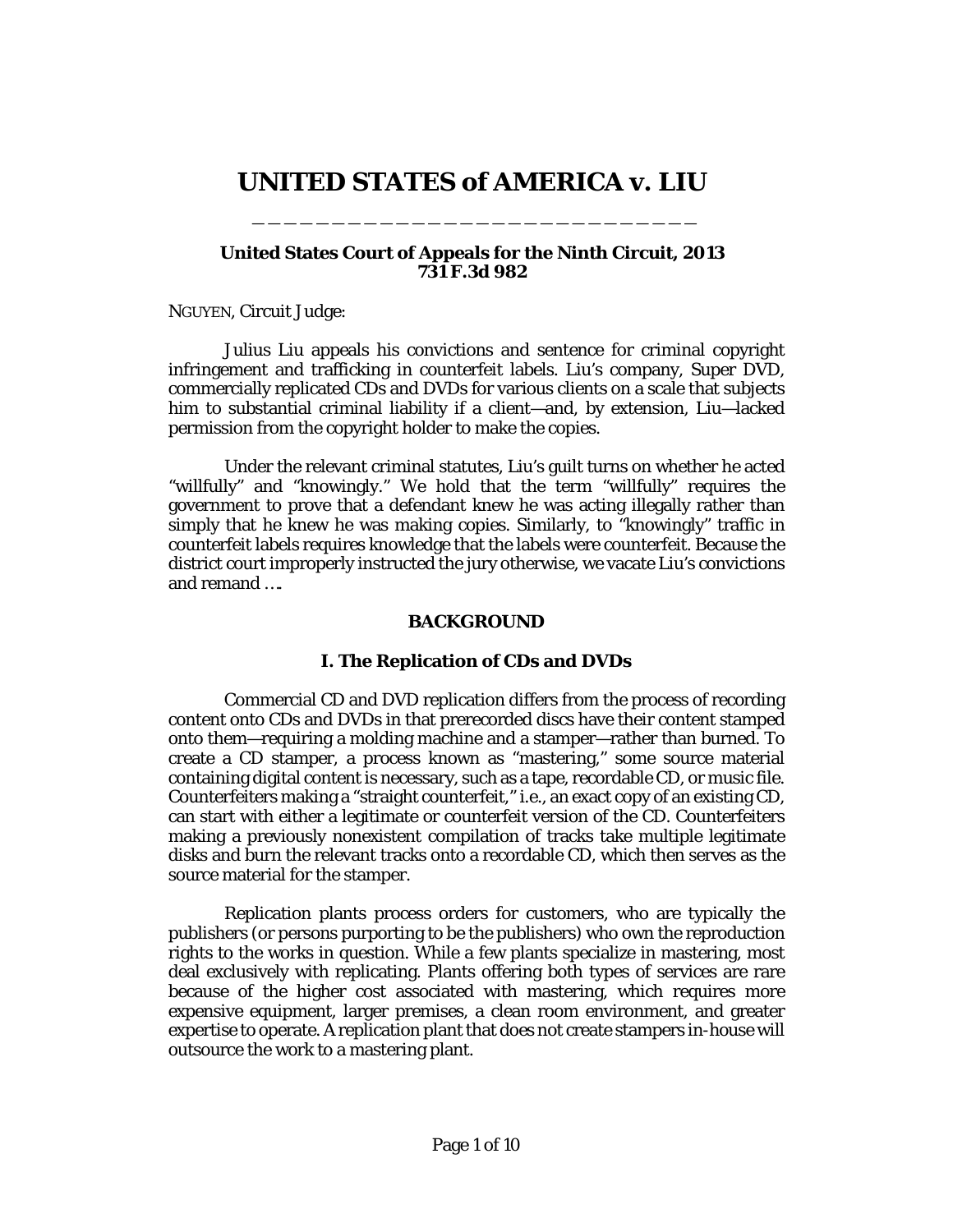# UNITED STATES of AMERICA v. LIU

**United States Court of Appeals for the Ninth Circuit, 2013**
**731 F.3d 982**

NGUYEN, Circuit Judge:

Julius Liu appeals his convictions and sentence for criminal copyright infringement and trafficking in counterfeit labels. Liu's company, Super DVD, commercially replicated CDs and DVDs for various clients on a scale that subjects him to substantial criminal liability if a client—and, by extension, Liu—lacked permission from the copyright holder to make the copies.

Under the relevant criminal statutes, Liu's guilt turns on whether he acted "willfully" and "knowingly." We hold that the term "willfully" requires the government to prove that a defendant knew he was acting illegally rather than simply that he knew he was making copies. Similarly, to "knowingly" traffic in counterfeit labels requires knowledge that the labels were counterfeit. Because the district court improperly instructed the jury otherwise, we vacate Liu's convictions and remand ….

## BACKGROUND

### I. The Replication of CDs and DVDs

Commercial CD and DVD replication differs from the process of recording content onto CDs and DVDs in that prerecorded discs have their content stamped onto them—requiring a molding machine and a stamper—rather than burned. To create a CD stamper, a process known as "mastering," some source material containing digital content is necessary, such as a tape, recordable CD, or music file. Counterfeiters making a "straight counterfeit," i.e., an exact copy of an existing CD, can start with either a legitimate or counterfeit version of the CD. Counterfeiters making a previously nonexistent compilation of tracks take multiple legitimate disks and burn the relevant tracks onto a recordable CD, which then serves as the source material for the stamper.

Replication plants process orders for customers, who are typically the publishers (or persons purporting to be the publishers) who own the reproduction rights to the works in question. While a few plants specialize in mastering, most deal exclusively with replicating. Plants offering both types of services are rare because of the higher cost associated with mastering, which requires more expensive equipment, larger premises, a clean room environment, and greater expertise to operate. A replication plant that does not create stampers in-house will outsource the work to a mastering plant.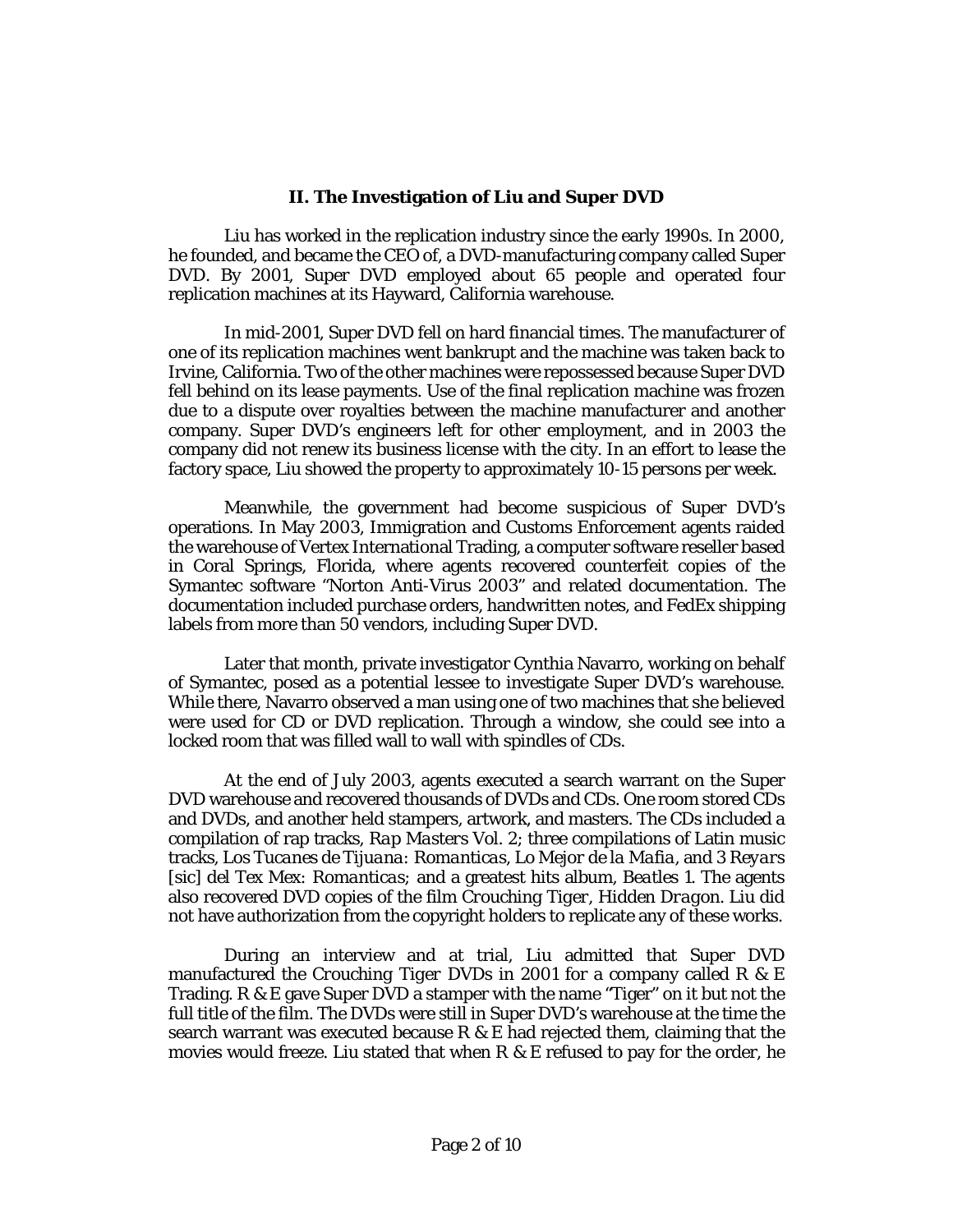## II. The Investigation of Liu and Super DVD

Liu has worked in the replication industry since the early 1990s. In 2000, he founded, and became the CEO of, a DVD-manufacturing company called Super DVD. By 2001, Super DVD employed about 65 people and operated four replication machines at its Hayward, California warehouse.

In mid-2001, Super DVD fell on hard financial times. The manufacturer of one of its replication machines went bankrupt and the machine was taken back to Irvine, California. Two of the other machines were repossessed because Super DVD fell behind on its lease payments. Use of the final replication machine was frozen due to a dispute over royalties between the machine manufacturer and another company. Super DVD's engineers left for other employment, and in 2003 the company did not renew its business license with the city. In an effort to lease the factory space, Liu showed the property to approximately 10-15 persons per week.

Meanwhile, the government had become suspicious of Super DVD's operations. In May 2003, Immigration and Customs Enforcement agents raided the warehouse of Vertex International Trading, a computer software reseller based in Coral Springs, Florida, where agents recovered counterfeit copies of the Symantec software "Norton Anti-Virus 2003" and related documentation. The documentation included purchase orders, handwritten notes, and FedEx shipping labels from more than 50 vendors, including Super DVD.

Later that month, private investigator Cynthia Navarro, working on behalf of Symantec, posed as a potential lessee to investigate Super DVD's warehouse. While there, Navarro observed a man using one of two machines that she believed were used for CD or DVD replication. Through a window, she could see into a locked room that was filled wall to wall with spindles of CDs.

At the end of July 2003, agents executed a search warrant on the Super DVD warehouse and recovered thousands of DVDs and CDs. One room stored CDs and DVDs, and another held stampers, artwork, and masters. The CDs included a compilation of rap tracks, *Rap Masters Vol. 2*; three compilations of Latin music tracks, *Los Tucanes de Tijuana: Romanticas*, *Lo Mejor de la Mafia*, and *3 Reyars* [sic] *del Tex Mex: Romanticas*; and a greatest hits album, *Beatles 1*. The agents also recovered DVD copies of the film *Crouching Tiger, Hidden Dragon*. Liu did not have authorization from the copyright holders to replicate any of these works.

During an interview and at trial, Liu admitted that Super DVD manufactured the *Crouching Tiger* DVDs in 2001 for a company called R & E Trading. R & E gave Super DVD a stamper with the name "Tiger" on it but not the full title of the film. The DVDs were still in Super DVD's warehouse at the time the search warrant was executed because R & E had rejected them, claiming that the movies would freeze. Liu stated that when R & E refused to pay for the order, he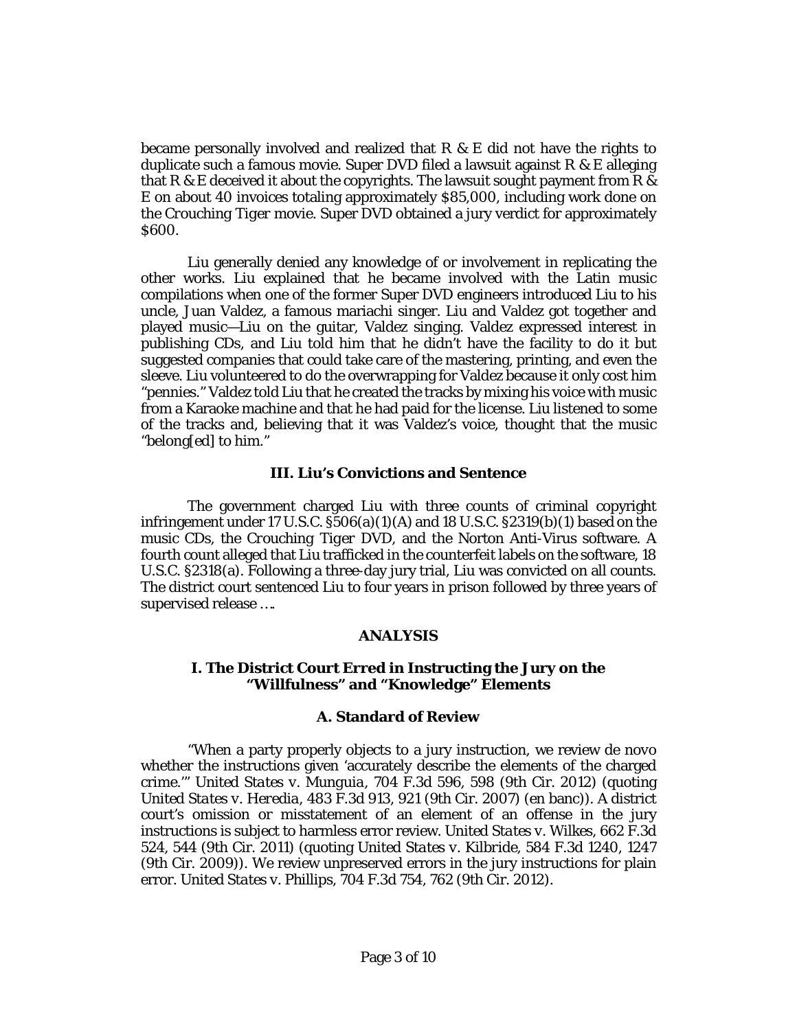became personally involved and realized that R & E did not have the rights to duplicate such a famous movie. Super DVD filed a lawsuit against R & E alleging that R & E deceived it about the copyrights. The lawsuit sought payment from R & E on about 40 invoices totaling approximately $85,000, including work done on the *Crouching Tiger* movie. Super DVD obtained a jury verdict for approximately $600.

Liu generally denied any knowledge of or involvement in replicating the other works. Liu explained that he became involved with the Latin music compilations when one of the former Super DVD engineers introduced Liu to his uncle, Juan Valdez, a famous mariachi singer. Liu and Valdez got together and played music—Liu on the guitar, Valdez singing. Valdez expressed interest in publishing CDs, and Liu told him that he didn't have the facility to do it but suggested companies that could take care of the mastering, printing, and even the sleeve. Liu volunteered to do the overwrapping for Valdez because it only cost him "pennies." Valdez told Liu that he created the tracks by mixing his voice with music from a Karaoke machine and that he had paid for the license. Liu listened to some of the tracks and, believing that it was Valdez's voice, thought that the music "belong[ed] to him."

### III. Liu's Convictions and Sentence

The government charged Liu with three counts of criminal copyright infringement under 17 U.S.C. §506(a)(1)(A) and 18 U.S.C. §2319(b)(1) based on the music CDs, the *Crouching Tiger* DVD, and the Norton Anti-Virus software. A fourth count alleged that Liu trafficked in the counterfeit labels on the software, 18 U.S.C. §2318(a). Following a three-day jury trial, Liu was convicted on all counts. The district court sentenced Liu to four years in prison followed by three years of supervised release ….

## ANALYSIS

### I. The District Court Erred in Instructing the Jury on the "Willfulness" and "Knowledge" Elements

#### A. Standard of Review

"When a party properly objects to a jury instruction, we review de novo whether the instructions given 'accurately describe the elements of the charged crime.'" *United States v. Munguia*, 704 F.3d 596, 598 (9th Cir. 2012) (quoting *United States v. Heredia*, 483 F.3d 913, 921 (9th Cir. 2007) (en banc)). A district court's omission or misstatement of an element of an offense in the jury instructions is subject to harmless error review. *United States v. Wilkes*, 662 F.3d 524, 544 (9th Cir. 2011) (quoting *United States v. Kilbride*, 584 F.3d 1240, 1247 (9th Cir. 2009)). We review unpreserved errors in the jury instructions for plain error. *United States v. Phillips*, 704 F.3d 754, 762 (9th Cir. 2012).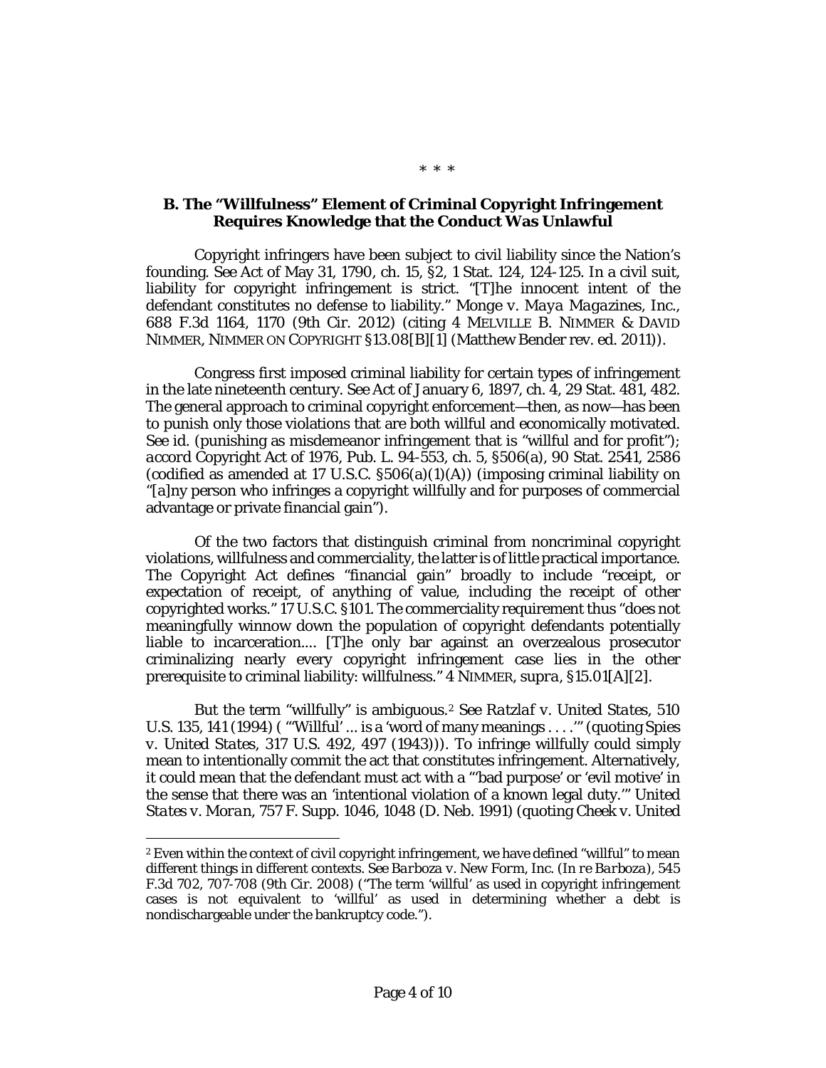\* \* \*

### B. The "Willfulness" Element of Criminal Copyright Infringement Requires Knowledge that the Conduct Was Unlawful

Copyright infringers have been subject to civil liability since the Nation's founding. See Act of May 31, 1790, ch. 15, §2, 1 Stat. 124, 124-125. In a civil suit, liability for copyright infringement is strict. "[T]he innocent intent of the defendant constitutes no defense to liability." *Monge v. Maya Magazines, Inc.*, 688 F.3d 1164, 1170 (9th Cir. 2012) (citing 4 MELVILLE B. NIMMER & DAVID NIMMER, NIMMER ON COPYRIGHT §13.08[B][1] (Matthew Bender rev. ed. 2011)).

Congress first imposed criminal liability for certain types of infringement in the late nineteenth century. See Act of January 6, 1897, ch. 4, 29 Stat. 481, 482. The general approach to criminal copyright enforcement—then, as now—has been to punish only those violations that are both willful and economically motivated. See *id.* (punishing as misdemeanor infringement that is "willful and for profit"); *accord* Copyright Act of 1976, Pub. L. 94-553, ch. 5, §506(a), 90 Stat. 2541, 2586 (codified as amended at 17 U.S.C. §506(a)(1)(A)) (imposing criminal liability on "[a]ny person who infringes a copyright willfully and for purposes of commercial advantage or private financial gain").

Of the two factors that distinguish criminal from noncriminal copyright violations, willfulness and commerciality, the latter is of little practical importance. The Copyright Act defines "financial gain" broadly to include "receipt, or expectation of receipt, of anything of value, including the receipt of other copyrighted works." 17 U.S.C. §101. The commerciality requirement thus "does not meaningfully winnow down the population of copyright defendants potentially liable to incarceration.... [T]he only bar against an overzealous prosecutor criminalizing nearly every copyright infringement case lies in the other prerequisite to criminal liability: willfulness." 4 NIMMER, *supra*, §15.01[A][2].

But the term "willfully" is ambiguous.[2] *See Ratzlaf v. United States*, 510 U.S. 135, 141 (1994) ( "'Willful' ... is a 'word of many meanings . . . .'" (quoting *Spies v. United States*, 317 U.S. 492, 497 (1943))). To infringe willfully could simply mean to intentionally commit the act that constitutes infringement. Alternatively, it could mean that the defendant must act with a "'bad purpose' or 'evil motive' in the sense that there was an 'intentional violation of a known legal duty.'" *United States v. Moran*, 757 F. Supp. 1046, 1048 (D. Neb. 1991) (quoting *Cheek v. United*

[2] Even within the context of civil copyright infringement, we have defined "willful" to mean different things in different contexts. *See Barboza v. New Form, Inc. (In re Barboza)*, 545 F.3d 702, 707-708 (9th Cir. 2008) ("The term 'willful' as used in copyright infringement cases is not equivalent to 'willful' as used in determining whether a debt is nondischargeable under the bankruptcy code.").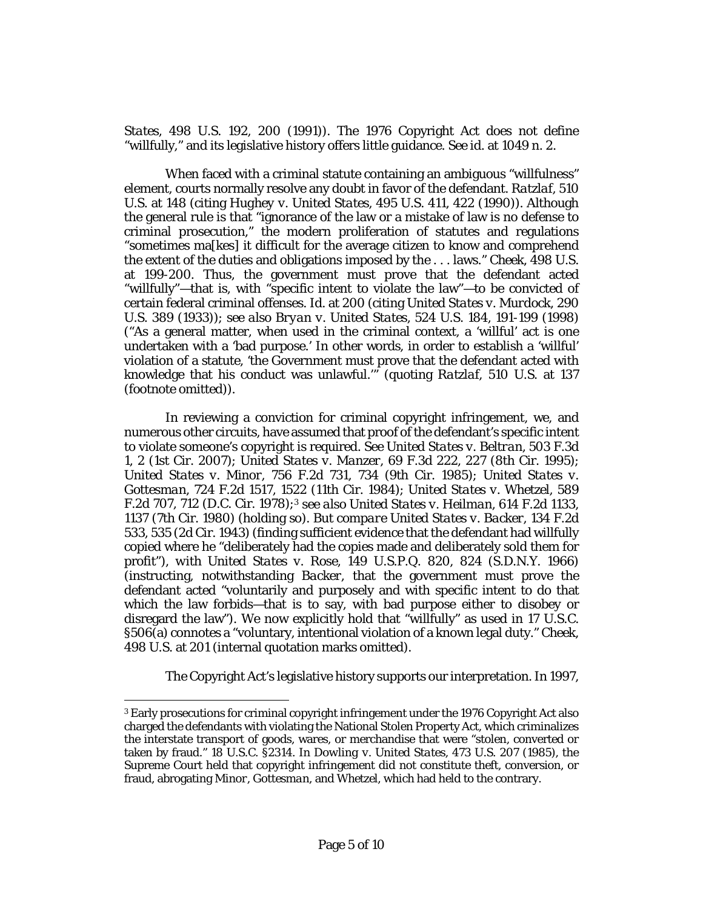*States*, 498 U.S. 192, 200 (1991)). The 1976 Copyright Act does not define "willfully," and its legislative history offers little guidance. *See id.* at 1049 n. 2.

When faced with a criminal statute containing an ambiguous "willfulness" element, courts normally resolve any doubt in favor of the defendant. *Ratzlaf*, 510 U.S. at 148 (citing *Hughey v. United States*, 495 U.S. 411, 422 (1990)). Although the general rule is that "ignorance of the law or a mistake of law is no defense to criminal prosecution," the modern proliferation of statutes and regulations "sometimes ma[kes] it difficult for the average citizen to know and comprehend the extent of the duties and obligations imposed by the . . . laws." *Cheek*, 498 U.S. at 199-200. Thus, the government must prove that the defendant acted "willfully"—that is, with "specific intent to violate the law"—to be convicted of certain federal criminal offenses. *Id.* at 200 (citing *United States v. Murdock*, 290 U.S. 389 (1933)); *see also Bryan v. United States*, 524 U.S. 184, 191-199 (1998) ("As a general matter, when used in the criminal context, a 'willful' act is one undertaken with a 'bad purpose.' In other words, in order to establish a 'willful' violation of a statute, 'the Government must prove that the defendant acted with knowledge that his conduct was unlawful.'" (quoting *Ratzlaf*, 510 U.S. at 137 (footnote omitted)).

In reviewing a conviction for criminal copyright infringement, we, and numerous other circuits, have assumed that proof of the defendant's specific intent to violate someone's copyright is required. *See United States v. Beltran*, 503 F.3d 1, 2 (1st Cir. 2007); *United States v. Manzer*, 69 F.3d 222, 227 (8th Cir. 1995); *United States v. Minor*, 756 F.2d 731, 734 (9th Cir. 1985); *United States v. Gottesman*, 724 F.2d 1517, 1522 (11th Cir. 1984); *United States v. Whetzel*, 589 F.2d 707, 712 (D.C. Cir. 1978);[3] *see also United States v. Heilman*, 614 F.2d 1133, 1137 (7th Cir. 1980) (holding so). *But compare United States v. Backer*, 134 F.2d 533, 535 (2d Cir. 1943) (finding sufficient evidence that the defendant had willfully copied where he "deliberately had the copies made and deliberately sold them for profit"), *with United States v. Rose*, 149 U.S.P.Q. 820, 824 (S.D.N.Y. 1966) (instructing, notwithstanding *Backer*, that the government must prove the defendant acted "voluntarily and purposely and with specific intent to do that which the law forbids—that is to say, with bad purpose either to disobey or disregard the law"). We now explicitly hold that "willfully" as used in 17 U.S.C. §506(a) connotes a "voluntary, intentional violation of a known legal duty." *Cheek*, 498 U.S. at 201 (internal quotation marks omitted).

The Copyright Act's legislative history supports our interpretation. In 1997,

---

[3] Early prosecutions for criminal copyright infringement under the 1976 Copyright Act also charged the defendants with violating the National Stolen Property Act, which criminalizes the interstate transport of goods, wares, or merchandise that were "stolen, converted or taken by fraud." 18 U.S.C. §2314. In *Dowling v. United States*, 473 U.S. 207 (1985), the Supreme Court held that copyright infringement did not constitute theft, conversion, or fraud, abrogating *Minor*, *Gottesman*, and *Whetzel*, which had held to the contrary.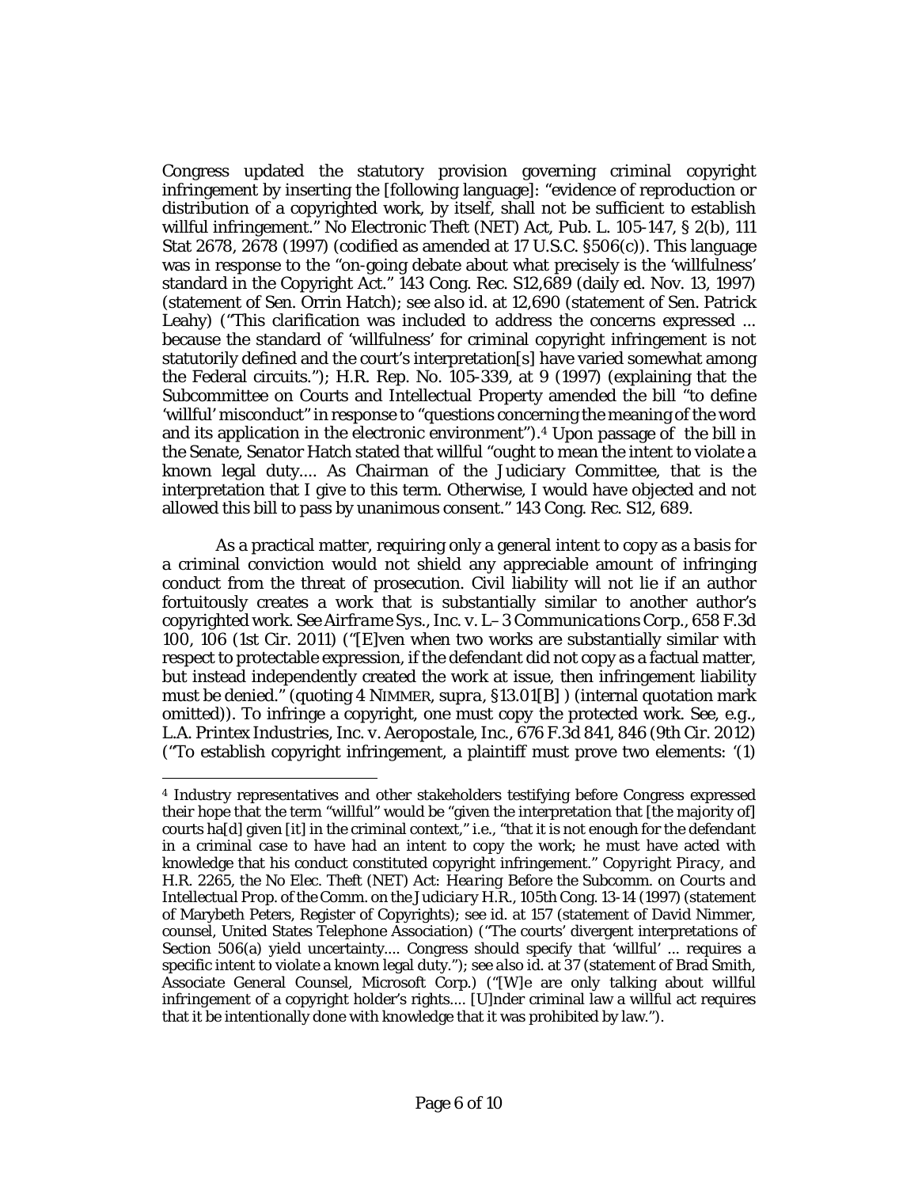Congress updated the statutory provision governing criminal copyright infringement by inserting the [following language]: "evidence of reproduction or distribution of a copyrighted work, by itself, shall not be sufficient to establish willful infringement." No Electronic Theft (NET) Act, Pub. L. 105-147, § 2(b), 111 Stat 2678, 2678 (1997) (codified as amended at 17 U.S.C. §506(c)). This language was in response to the "on-going debate about what precisely is the 'willfulness' standard in the Copyright Act." 143 Cong. Rec. S12,689 (daily ed. Nov. 13, 1997) (statement of Sen. Orrin Hatch); *see also id.* at 12,690 (statement of Sen. Patrick Leahy) ("This clarification was included to address the concerns expressed ... because the standard of 'willfulness' for criminal copyright infringement is not statutorily defined and the court's interpretation[s] have varied somewhat among the Federal circuits."); H.R. Rep. No. 105-339, at 9 (1997) (explaining that the Subcommittee on Courts and Intellectual Property amended the bill "to define 'willful' misconduct" in response to "questions concerning the meaning of the word and its application in the electronic environment").[4] Upon passage of the bill in the Senate, Senator Hatch stated that willful "ought to mean the intent to violate a known legal duty.... As Chairman of the Judiciary Committee, that is the interpretation that I give to this term. Otherwise, I would have objected and not allowed this bill to pass by unanimous consent." 143 Cong. Rec. S12, 689.

As a practical matter, requiring only a general intent to copy as a basis for a criminal conviction would not shield any appreciable amount of infringing conduct from the threat of prosecution. Civil liability will not lie if an author fortuitously creates a work that is substantially similar to another author's copyrighted work. *See Airframe Sys., Inc. v. L–3 Communications Corp.*, 658 F.3d 100, 106 (1st Cir. 2011) ("[E]ven when two works are substantially similar with respect to protectable expression, if the defendant did not copy as a factual matter, but instead independently created the work at issue, then infringement liability must be denied." (quoting 4 NIMMER, *supra*, §13.01[B] ) (internal quotation mark omitted)). To infringe a copyright, one must copy the protected work. *See, e.g.*, *L.A. Printex Industries, Inc. v. Aeropostale, Inc.*, 676 F.3d 841, 846 (9th Cir. 2012) ("To establish copyright infringement, a plaintiff must prove two elements: '(1)

---

[4] Industry representatives and other stakeholders testifying before Congress expressed their hope that the term "willful" would be "given the interpretation that [the majority of] courts ha[d] given [it] in the criminal context," i.e., "that it is not enough for the defendant in a criminal case to have had an intent to copy the work; he must have acted with knowledge that his conduct constituted copyright infringement." *Copyright Piracy, and H.R. 2265, the No Elec. Theft (NET) Act: Hearing Before the Subcomm. on Courts and Intellectual Prop. of the Comm. on the Judiciary H.R.*, 105th Cong. 13-14 (1997) (statement of Marybeth Peters, Register of Copyrights); *see id.* at 157 (statement of David Nimmer, counsel, United States Telephone Association) ("The courts' divergent interpretations of Section 506(a) yield uncertainty.... Congress should specify that 'willful' ... requires a specific intent to violate a known legal duty."); *see also id.* at 37 (statement of Brad Smith, Associate General Counsel, Microsoft Corp.) ("[W]e are only talking about willful infringement of a copyright holder's rights.... [U]nder criminal law a willful act requires that it be intentionally done with knowledge that it was prohibited by law.").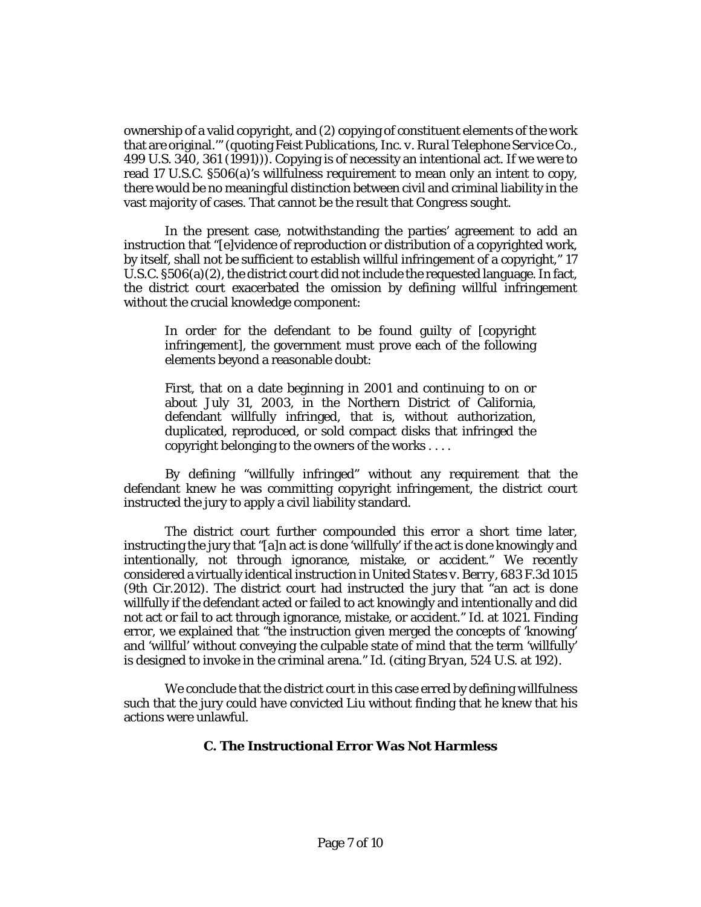ownership of a valid copyright, and (2) copying of constituent elements of the work that are original.'" (quoting *Feist Publications, Inc. v. Rural Telephone Service Co.*, 499 U.S. 340, 361 (1991))). Copying is of necessity an intentional act. If we were to read 17 U.S.C. §506(a)'s willfulness requirement to mean only an intent to copy, there would be no meaningful distinction between civil and criminal liability in the vast majority of cases. That cannot be the result that Congress sought.

In the present case, notwithstanding the parties' agreement to add an instruction that "[e]vidence of reproduction or distribution of a copyrighted work, by itself, shall not be sufficient to establish willful infringement of a copyright," 17 U.S.C. §506(a)(2), the district court did not include the requested language. In fact, the district court exacerbated the omission by defining willful infringement without the crucial knowledge component:

> In order for the defendant to be found guilty of [copyright infringement], the government must prove each of the following elements beyond a reasonable doubt:
>
> First, that on a date beginning in 2001 and continuing to on or about July 31, 2003, in the Northern District of California, defendant willfully infringed, that is, without authorization, duplicated, reproduced, or sold compact disks that infringed the copyright belonging to the owners of the works . . . .

By defining "willfully infringed" without any requirement that the defendant knew he was committing copyright infringement, the district court instructed the jury to apply a civil liability standard.

The district court further compounded this error a short time later, instructing the jury that "[a]n act is done 'willfully' if the act is done knowingly and intentionally, not through ignorance, mistake, or accident." We recently considered a virtually identical instruction in *United States v. Berry*, 683 F.3d 1015 (9th Cir.2012). The district court had instructed the jury that "an act is done willfully if the defendant acted or failed to act knowingly and intentionally and did not act or fail to act through ignorance, mistake, or accident." *Id.* at 1021. Finding error, we explained that "the instruction given merged the concepts of 'knowing' and 'willful' without conveying the culpable state of mind that the term 'willfully' is designed to invoke in the criminal arena." *Id.* (citing *Bryan*, 524 U.S. at 192).

We conclude that the district court in this case erred by defining willfulness such that the jury could have convicted Liu without finding that he knew that his actions were unlawful.

### C. The Instructional Error Was Not Harmless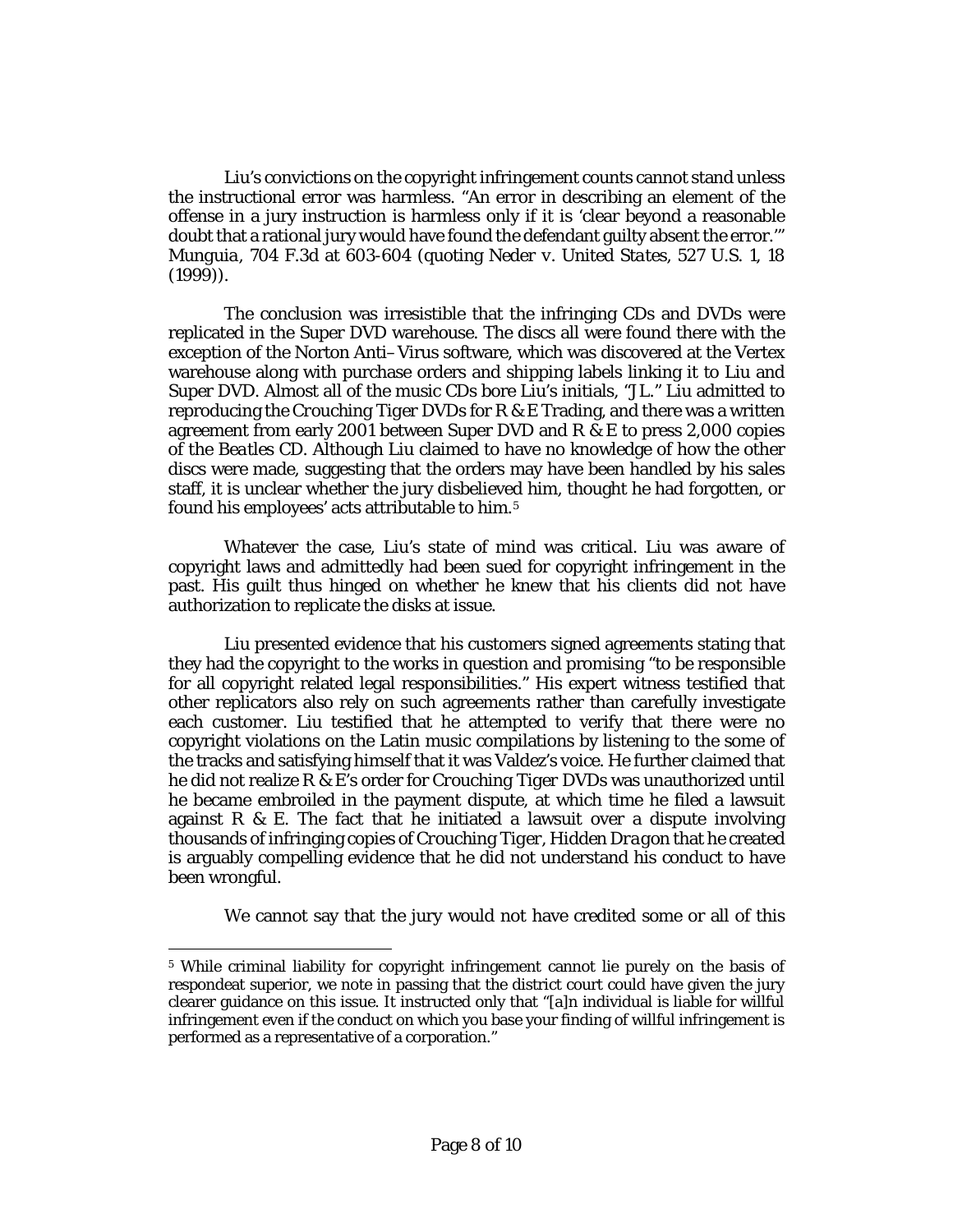Liu's convictions on the copyright infringement counts cannot stand unless the instructional error was harmless. "An error in describing an element of the offense in a jury instruction is harmless only if it is 'clear beyond a reasonable doubt that a rational jury would have found the defendant guilty absent the error.'" *Munguia*, 704 F.3d at 603-604 (quoting *Neder v. United States*, 527 U.S. 1, 18 (1999)).

The conclusion was irresistible that the infringing CDs and DVDs were replicated in the Super DVD warehouse. The discs all were found there with the exception of the Norton Anti–Virus software, which was discovered at the Vertex warehouse along with purchase orders and shipping labels linking it to Liu and Super DVD. Almost all of the music CDs bore Liu's initials, "JL." Liu admitted to reproducing the *Crouching Tiger* DVDs for R & E Trading, and there was a written agreement from early 2001 between Super DVD and R & E to press 2,000 copies of the *Beatles* CD. Although Liu claimed to have no knowledge of how the other discs were made, suggesting that the orders may have been handled by his sales staff, it is unclear whether the jury disbelieved him, thought he had forgotten, or found his employees' acts attributable to him.[5]

Whatever the case, Liu's state of mind was critical. Liu was aware of copyright laws and admittedly had been sued for copyright infringement in the past. His guilt thus hinged on whether he knew that his clients did not have authorization to replicate the disks at issue.

Liu presented evidence that his customers signed agreements stating that they had the copyright to the works in question and promising "to be responsible for all copyright related legal responsibilities." His expert witness testified that other replicators also rely on such agreements rather than carefully investigate each customer. Liu testified that he attempted to verify that there were no copyright violations on the Latin music compilations by listening to the some of the tracks and satisfying himself that it was Valdez's voice. He further claimed that he did not realize R & E's order for *Crouching Tiger* DVDs was unauthorized until he became embroiled in the payment dispute, at which time he filed a lawsuit against R & E. The fact that he initiated a lawsuit over a dispute involving thousands of infringing copies of *Crouching Tiger, Hidden Dragon* that he created is arguably compelling evidence that he did not understand his conduct to have been wrongful.

We cannot say that the jury would not have credited some or all of this

---

[5] While criminal liability for copyright infringement cannot lie purely on the basis of respondeat superior, we note in passing that the district court could have given the jury clearer guidance on this issue. It instructed only that "[a]n individual is liable for willful infringement even if the conduct on which you base your finding of willful infringement is performed as a representative of a corporation."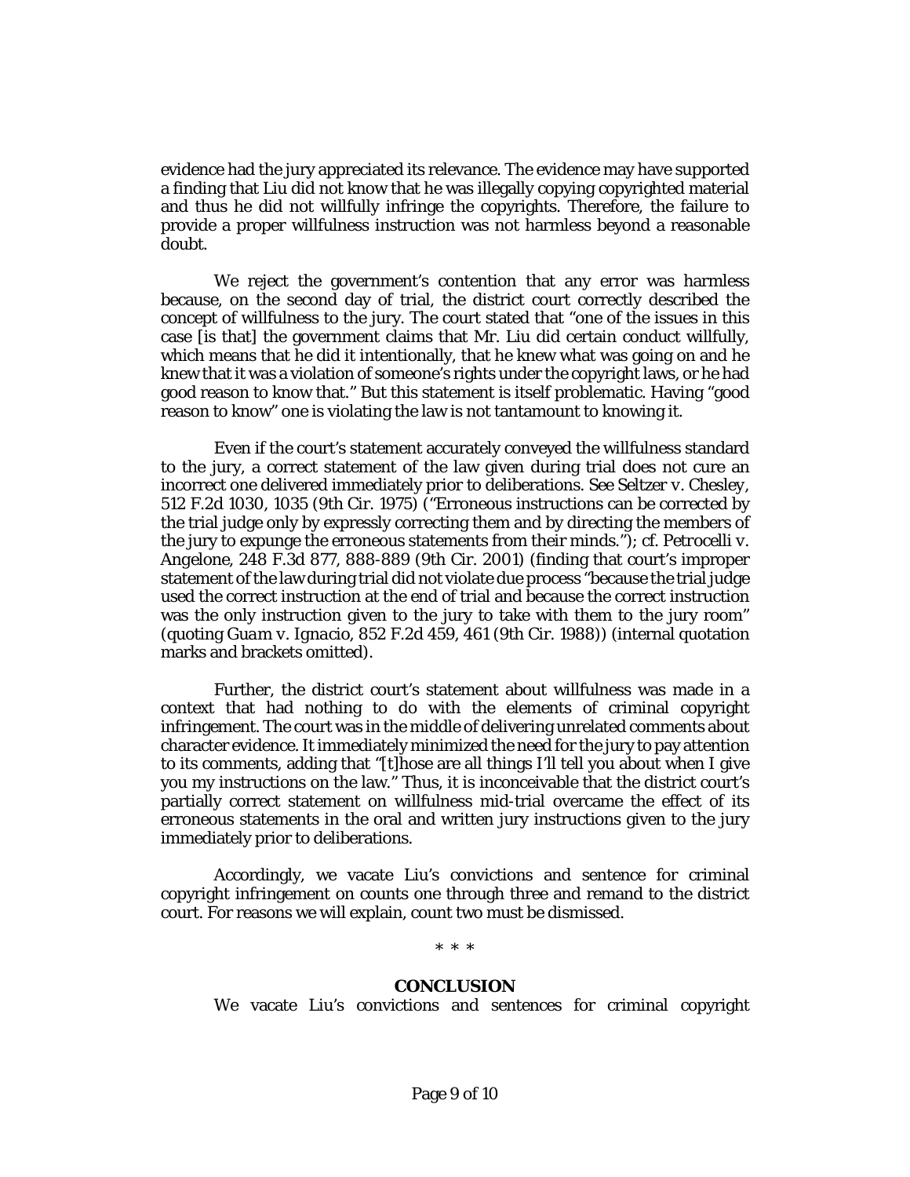evidence had the jury appreciated its relevance. The evidence may have supported a finding that Liu did not know that he was illegally copying copyrighted material and thus he did not willfully infringe the copyrights. Therefore, the failure to provide a proper willfulness instruction was not harmless beyond a reasonable doubt.

We reject the government's contention that any error was harmless because, on the second day of trial, the district court correctly described the concept of willfulness to the jury. The court stated that "one of the issues in this case [is that] the government claims that Mr. Liu did certain conduct willfully, which means that he did it intentionally, that he knew what was going on and he knew that it was a violation of someone's rights under the copyright laws, or he had good reason to know that." But this statement is itself problematic. Having "good reason to know" one is violating the law is not tantamount to knowing it.

Even if the court's statement accurately conveyed the willfulness standard to the jury, a correct statement of the law given during trial does not cure an incorrect one delivered immediately prior to deliberations. See *Seltzer v. Chesley*, 512 F.2d 1030, 1035 (9th Cir. 1975) ("Erroneous instructions can be corrected by the trial judge only by expressly correcting them and by directing the members of the jury to expunge the erroneous statements from their minds."); cf. *Petrocelli v. Angelone*, 248 F.3d 877, 888-889 (9th Cir. 2001) (finding that court's improper statement of the law during trial did not violate due process "because the trial judge used the correct instruction at the end of trial and because the correct instruction was the only instruction given to the jury to take with them to the jury room" (quoting *Guam v. Ignacio*, 852 F.2d 459, 461 (9th Cir. 1988)) (internal quotation marks and brackets omitted).

Further, the district court's statement about willfulness was made in a context that had nothing to do with the elements of criminal copyright infringement. The court was in the middle of delivering unrelated comments about character evidence. It immediately minimized the need for the jury to pay attention to its comments, adding that "[t]hose are all things I'll tell you about when I give you my instructions on the law." Thus, it is inconceivable that the district court's partially correct statement on willfulness mid-trial overcame the effect of its erroneous statements in the oral and written jury instructions given to the jury immediately prior to deliberations.

Accordingly, we vacate Liu's convictions and sentence for criminal copyright infringement on counts one through three and remand to the district court. For reasons we will explain, count two must be dismissed.

\* \* \*

## CONCLUSION

We vacate Liu's convictions and sentences for criminal copyright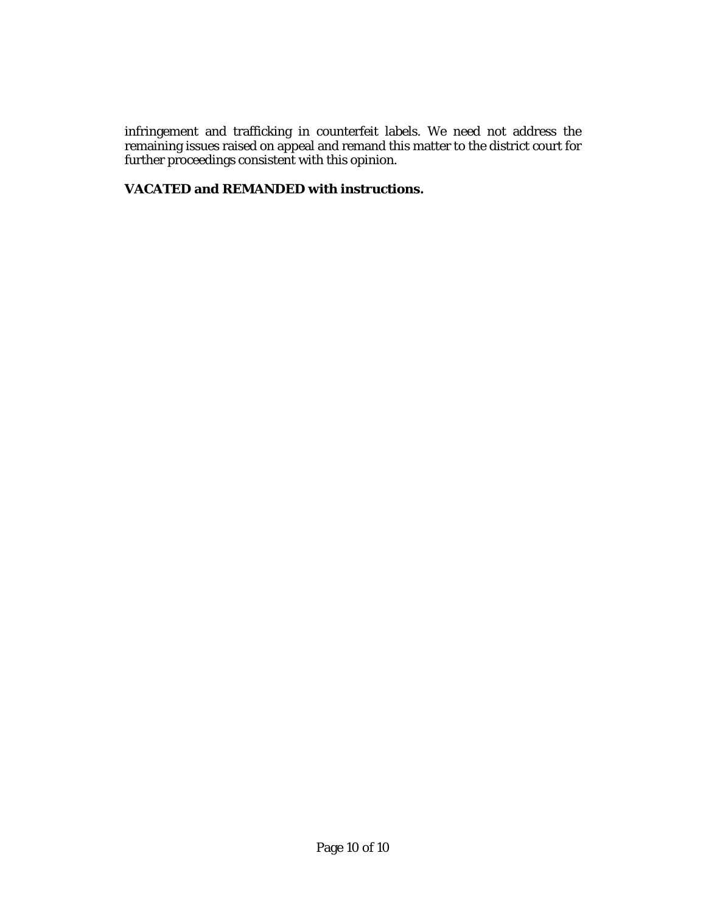infringement and trafficking in counterfeit labels. We need not address the remaining issues raised on appeal and remand this matter to the district court for further proceedings consistent with this opinion.

**VACATED and REMANDED with instructions.**